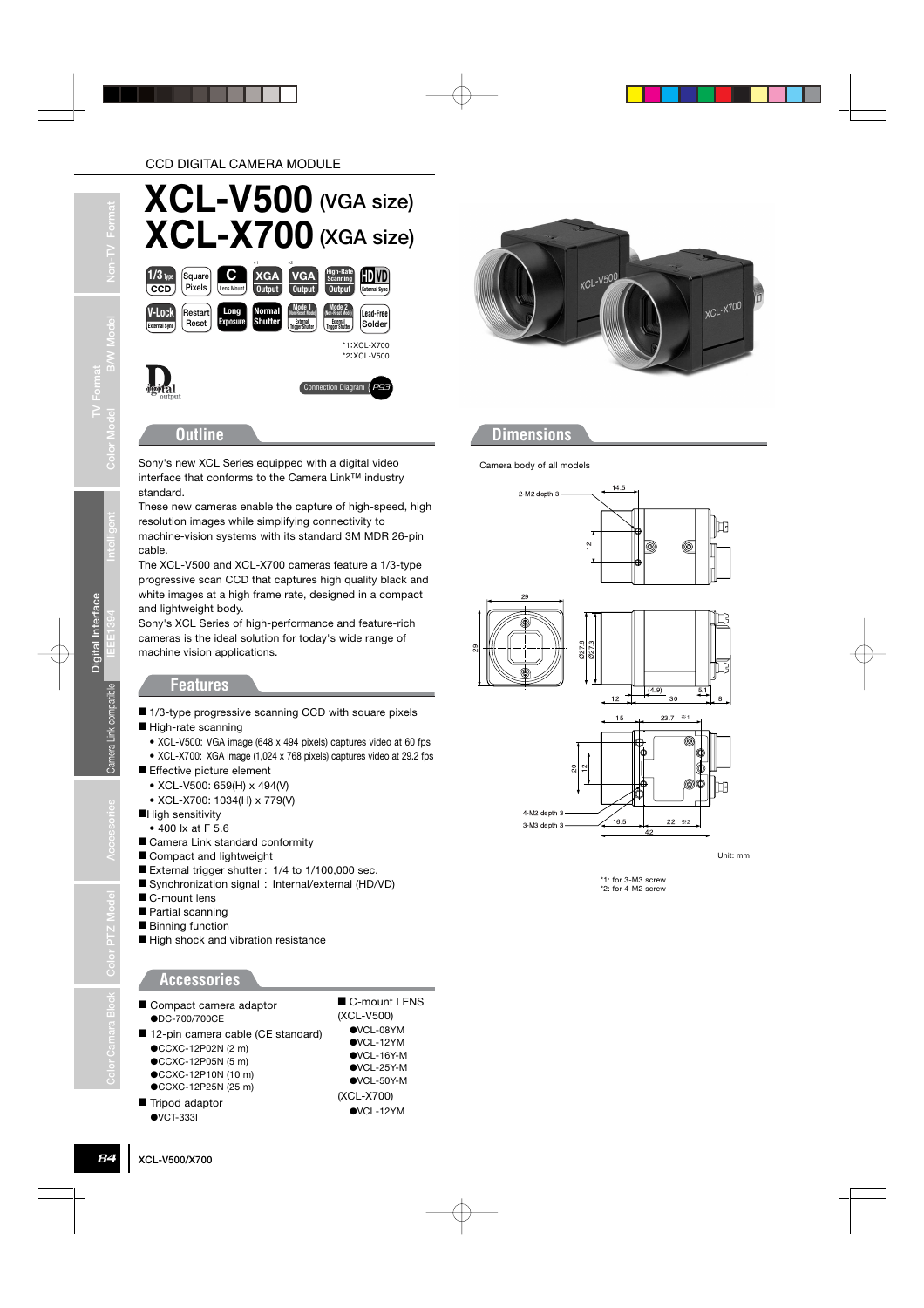CCD DIGITAL CAMERA MODULE

# XCL-V500 (VGA size)
# XCL-X700 (XGA size)

1/3 Type CCD | Square Pixels | C Lens Mount | XGA Output [*1] | VGA Output [*2] | High-Rate Scanning Output | HD VD External Sync | V-Lock External Sync | Restart Reset | Long Exposure | Normal Shutter | Mode 1 (Non-Reset Mode) External Trigger Shutter | Mode 2 (Non-Reset Mode) External Trigger Shutter | Lead-Free Solder

*1: XCL-X700
*2: XCL-V500

Digital output

Connection Diagram P93

## Outline

Sony's new XCL Series equipped with a digital video interface that conforms to the Camera Link™ industry standard.
These new cameras enable the capture of high-speed, high resolution images while simplifying connectivity to machine-vision systems with its standard 3M MDR 26-pin cable.
The XCL-V500 and XCL-X700 cameras feature a 1/3-type progressive scan CCD that captures high quality black and white images at a high frame rate, designed in a compact and lightweight body.
Sony's XCL Series of high-performance and feature-rich cameras is the ideal solution for today's wide range of machine vision applications.

## Features

- 1/3-type progressive scanning CCD with square pixels
- High-rate scanning
  - XCL-V500: VGA image (648 x 494 pixels) captures video at 60 fps
  - XCL-X700: XGA image (1,024 x 768 pixels) captures video at 29.2 fps
- Effective picture element
  - XCL-V500: 659(H) x 494(V)
  - XCL-X700: 1034(H) x 779(V)
- High sensitivity
  - 400 lx at F 5.6
- Camera Link standard conformity
- Compact and lightweight
- External trigger shutter : 1/4 to 1/100,000 sec.
- Synchronization signal : Internal/external (HD/VD)
- C-mount lens
- Partial scanning
- Binning function
- High shock and vibration resistance

## Accessories

- Compact camera adaptor
  - DC-700/700CE
- 12-pin camera cable (CE standard)
  - CCXC-12P02N (2 m)
  - CCXC-12P05N (5 m)
  - CCXC-12P10N (10 m)
  - CCXC-12P25N (25 m)
- Tripod adaptor
  - VCT-333I
- C-mount LENS
  - (XCL-V500)
    - VCL-08YM
    - VCL-12YM
    - VCL-16Y-M
    - VCL-25Y-M
    - VCL-50Y-M
  - (XCL-X700)
    - VCL-12YM

## Dimensions

Camera body of all models

2-M2 depth 3
14.5
12
29
29
Ø27.6
Ø27.3
12
(4.9)
30
5.1
8
15
23.7 ※1
20
12
4-M2 depth 3
3-M3 depth 3
16.5
22 ※2
42

Unit: mm

*1: for 3-M3 screw
*2: for 4-M2 screw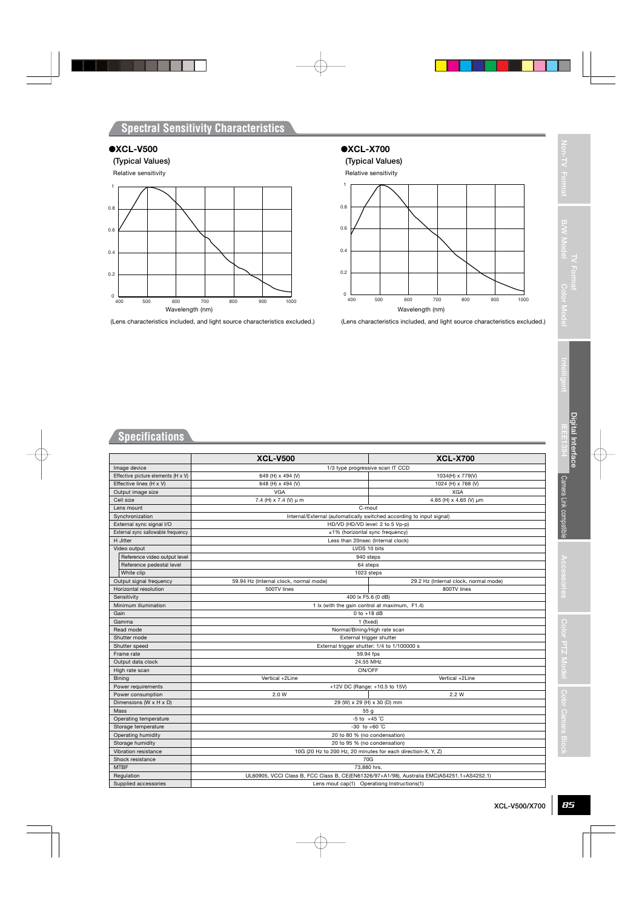## Spectral Sensitivity Characteristics

●XCL-V500

(Typical Values)

Relative sensitivity

1
0.8
0.6
0.4
0.2
0
400 500 600 700 800 900 1000
Wavelength (nm)

(Lens characteristics included, and light source characteristics excluded.)

●XCL-X700

(Typical Values)

Relative sensitivity

1
0.8
0.6
0.4
0.2
0
400 500 600 700 800 900 1000
Wavelength (nm)

(Lens characteristics included, and light source characteristics excluded.)

## Specifications

| | XCL-V500 | XCL-X700 |
|---|---|---|
| Image device | 1/3 type progressive scan IT CCD | |
| Effective picture elements (H x V) | 649 (H) x 494 (V) | 1034(H) x 779(V) |
| Effective lines (H x V) | 648 (H) x 494 (V) | 1024 (H) x 768 (V) |
| Output image size | VGA | XGA |
| Cell size | 7.4 (H) x 7.4 (V) μ m | 4.65 (H) x 4.65 (V) μm |
| Lens mount | C-mout | |
| Synchronization | Internal/External (automatically switched according to input signal) | |
| External sync signal I/O | HD/VD (HD/VD level: 2 to 5 Vp-p) | |
| External sync sallowable frequency | ±1% (horizontal sync frequency) | |
| H Jitter | Less than 20nsec (Internal clock) | |
| Video output | LVDS 10 bits | |
| Reference video output level | 940 steps | |
| Reference pedestal level | 64 steps | |
| White clip | 1023 steps | |
| Output signal frequency | 59.94 Hz (Internal clock, normal mode) | 29.2 Hz (Internal clock, normal mode) |
| Horizontal resolution | 500TV lines | 800TV lines |
| Sensitivity | 400 lx F5.6 (0 dB) | |
| Minimum illumination | 1 lx (with the gain control at maximum, F1.4) | |
| Gain | 0 to +18 dB | |
| Gamma | 1 (fixed) | |
| Read mode | Normal/Bining/High rate scan | |
| Shutter mode | External trigger shutter | |
| Shutter speed | External trigger shutter: 1/4 to 1/100000 s | |
| Frame rate | 59.94 fps | |
| Output data clock | 24.55 MHz | |
| High rate scan | ON/OFF | |
| Bining | Vertical +2Line | Vertical +2Line |
| Power requirements | +12V DC (Range: +10.5 to 15V) | |
| Power consumption | 2.0 W | 2.2 W |
| Dimensions (W x H x D) | 29 (W) x 29 (H) x 30 (D) mm | |
| Mass | 55 g | |
| Operating temperature | -5 to +45 ℃ | |
| Storage temperature | -30 to +60 ℃ | |
| Operating humidity | 20 to 80 % (no condensation) | |
| Storage humidity | 20 to 95 % (no condensation) | |
| Vibration resistance | 10G (20 Hz to 200 Hz, 20 minutes for each direction-X, Y, Z) | |
| Shock resistance | 70G | |
| MTBF | 73,880 hrs. | |
| Regulation | UL60905, VCCI Class B, FCC Class B, CE(EN61326/97+A1/98), Australia EMC(AS4251.1+AS4252.1) | |
| Supplied accessories | Lens mout cap(1) Operationg Instructions(1) | |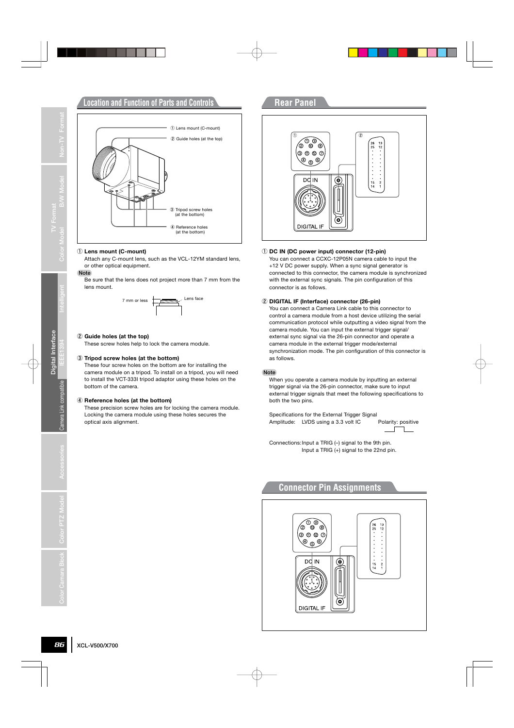## Location and Function of Parts and Controls

① Lens mount (C-mount)
② Guide holes (at the top)
③ Tripod screw holes (at the bottom)
④ Reference holes (at the bottom)

**① Lens mount (C-mount)**

Attach any C-mount lens, such as the VCL-12YM standard lens, or other optical equipment.

**Note**

Be sure that the lens does not project more than 7 mm from the lens mount.

7 mm or less
Lens face

**② Guide holes (at the top)**

These screw holes help to lock the camera module.

**③ Tripod screw holes (at the bottom)**

These four screw holes on the bottom are for installing the camera module on a tripod. To install on a tripod, you will need to install the VCT-333I tripod adaptor using these holes on the bottom of the camera.

**④ Reference holes (at the bottom)**

These precision screw holes are for locking the camera module. Locking the camera module using these holes secures the optical axis alignment.

## Rear Panel

①
DC IN
DIGITAL IF
②
26 13
25 12
15 2
14 1

**① DC IN (DC power input) connector (12-pin)**

You can connect a CCXC-12P05N camera cable to input the +12 V DC power supply. When a sync signal generator is connected to this connector, the camera module is synchronized with the external sync signals. The pin configuration of this connector is as follows.

**② DIGITAL IF (Interface) connector (26-pin)**

You can connect a Camera Link cable to this connector to control a camera module from a host device utilizing the serial communication protocol while outputting a video signal from the camera module. You can input the external trigger signal/ external sync signal via the 26-pin connector and operate a camera module in the external trigger mode/external synchronization mode. The pin configuration of this connector is as follows.

**Note**

When you operate a camera module by inputting an external trigger signal via the 26-pin connector, make sure to input external trigger signals that meet the following specifications to both the two pins.

Specifications for the External Trigger Signal
Amplitude: LVDS using a 3.3 volt IC   Polarity: positive

Connections: Input a TRIG (–) signal to the 9th pin.
Input a TRIG (+) signal to the 22nd pin.

## Connector Pin Assignments

DC IN
DIGITAL IF
26 13
25 12
15 2
14 1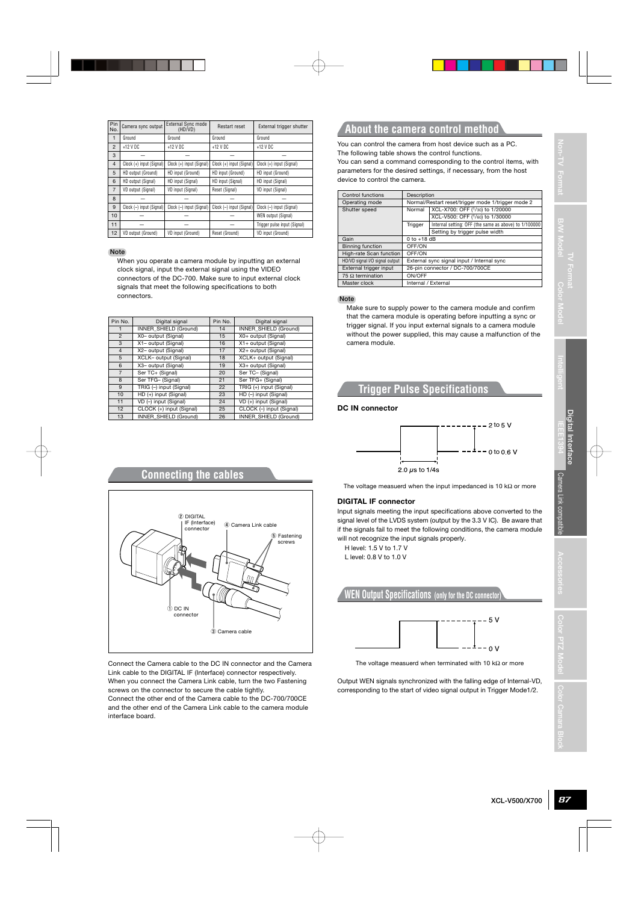| Pin No. | Camera sync output | External Sync mode (HD/VD) | Restart reset | External trigger shutter |
|---|---|---|---|---|
| 1 | Ground | Ground | Ground | Ground |
| 2 | +12 V DC | +12 V DC | +12 V DC | +12 V DC |
| 3 | — | — | — | — |
| 4 | Clock (+) input (Signal) | Clock (+) input (Signal) | Clock (+) input (Signal) | Clock (+) input (Signal) |
| 5 | HD output (Ground) | HD input (Ground) | HD input (Ground) | HD input (Ground) |
| 6 | HD output (Signal) | HD input (Signal) | HD input (Signal) | HD input (Signal) |
| 7 | VD output (Signal) | VD input (Signal) | Reset (Signal) | VD input (Signal) |
| 8 | — | — | — | — |
| 9 | Clock (–) input (Signal) | Clock (–) input (Signal) | Clock (–) input (Signal) | Clock (–) input (Signal) |
| 10 | — | — | — | WEN output (Signal) |
| 11 | — | — | — | Trigger pulse input (Signal) |
| 12 | VD output (Ground) | VD input (Ground) | Reset (Ground) | VD input (Ground) |

**Note**

When you operate a camera module by inputting an external clock signal, input the external signal using the VIDEO connectors of the DC-700. Make sure to input external clock signals that meet the following specifications to both connectors.

| Pin No. | Digital signal | Pin No. | Digital signal |
|---|---|---|---|
| 1 | INNER_SHIELD (Ground) | 14 | INNER_SHIELD (Ground) |
| 2 | X0– output (Signal) | 15 | X0+ output (Signal) |
| 3 | X1– output (Signal) | 16 | X1+ output (Signal) |
| 4 | X2– output (Signal) | 17 | X2+ output (Signal) |
| 5 | XCLK– output (Signal) | 18 | XCLK+ output (Signal) |
| 6 | X3– output (Signal) | 19 | X3+ output (Signal) |
| 7 | Ser TC+ (Signal) | 20 | Ser TC– (Signal) |
| 8 | Ser TFG– (Signal) | 21 | Ser TFG+ (Signal) |
| 9 | TRIG (–) input (Signal) | 22 | TRIG (+) input (Signal) |
| 10 | HD (+) input (Signal) | 23 | HD (–) input (Signal) |
| 11 | VD (–) input (Signal) | 24 | VD (+) input (Signal) |
| 12 | CLOCK (+) input (Signal) | 25 | CLOCK (–) input (Signal) |
| 13 | INNER_SHIELD (Ground) | 26 | INNER_SHIELD (Ground) |

## Connecting the cables

② DIGITAL IF (Interface) connector
④ Camera Link cable
⑤ Fastening screws
① DC IN connector
③ Camera cable

Connect the Camera cable to the DC IN connector and the Camera Link cable to the DIGITAL IF (Interface) connector respectively. When you connect the Camera Link cable, turn the two Fastening screws on the connector to secure the cable tightly.
Connect the other end of the Camera cable to the DC-700/700CE and the other end of the Camera Link cable to the camera module interface board.

## About the camera control method

You can control the camera from host device such as a PC.
The following table shows the control functions.
You can send a command corresponding to the control items, with parameters for the desired settings, if necessary, from the host device to control the camera.

| Control functions | Description | |
|---|---|---|
| Operating mode | Normal/Restart reset/trigger mode 1/trigger mode 2 | |
| Shutter speed | Normal | XCL-X700: OFF (1/30) to 1/20000 |
| | | XCL-V500: OFF (1/60) to 1/30000 |
| | Trigger | Internal setting: OFF (the same as above) to 1/100000 |
| | | Setting by trigger pulse width |
| Gain | 0 to +18 dB | |
| Binning function | OFF/ON | |
| High-rate Scan function | OFF/ON | |
| HD/VD signal I/O signal output | External sync signal input / Internal sync | |
| External trigger input | 26-pin connector / DC-700/700CE | |
| 75 Ω termination | ON/OFF | |
| Master clock | Internal / External | |

**Note**

Make sure to supply power to the camera module and confirm that the camera module is operating before inputting a sync or trigger signal. If you input external signals to a camera module without the power supplied, this may cause a malfunction of the camera module.

## Trigger Pulse Specifications

### DC IN connector

2 to 5 V
0 to 0.6 V
2.0 μs to 1/4s

The voltage measuerd when the input impedance is 10 kΩ or more

### DIGITAL IF connector

Input signals meeting the input specifications above converted to the signal level of the LVDS system (output by the 3.3 V IC). Be aware that if the signals fail to meet the following conditions, the camera module will not recognize the input signals properly.

H level: 1.5 V to 1.7 V
L level: 0.8 V to 1.0 V

## WEN Output Specifications (only for the DC connector)

5 V
0 V

The voltage measuerd when terminated with 10 kΩ or more

Output WEN signals synchronized with the falling edge of Internal-VD, corresponding to the start of video signal output in Trigger Mode1/2.